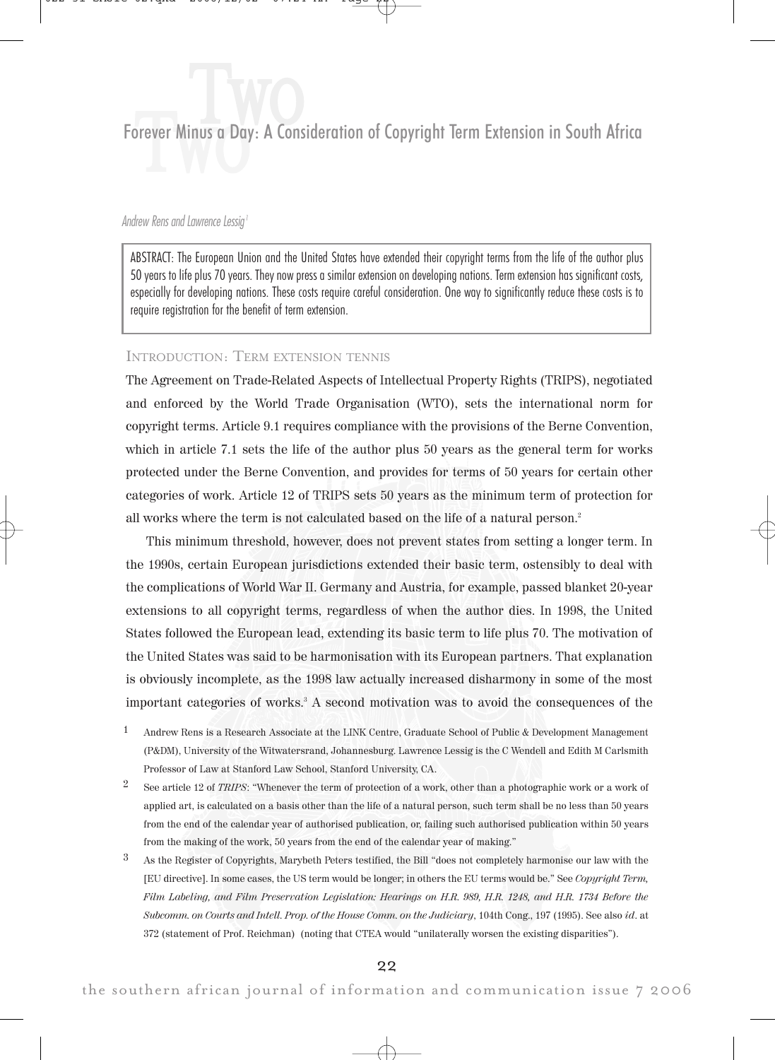# Forever Minus a Day: A Consideration of Copyright Term Extension in South Africa

*Andrew Rens and Lawrence Lessig*[1]

ABSTRACT: The European Union and the United States have extended their copyright terms from the life of the author plus 50 years to life plus 70 years. They now press a similar extension on developing nations. Term extension has significant costs, especially for developing nations. These costs require careful consideration. One way to significantly reduce these costs is to require registration for the benefit of term extension.

## Introduction: Term extension tennis

The Agreement on Trade-Related Aspects of Intellectual Property Rights (TRIPS), negotiated and enforced by the World Trade Organisation (WTO), sets the international norm for copyright terms. Article 9.1 requires compliance with the provisions of the Berne Convention, which in article 7.1 sets the life of the author plus 50 years as the general term for works protected under the Berne Convention, and provides for terms of 50 years for certain other categories of work. Article 12 of TRIPS sets 50 years as the minimum term of protection for all works where the term is not calculated based on the life of a natural person.[2]

This minimum threshold, however, does not prevent states from setting a longer term. In the 1990s, certain European jurisdictions extended their basic term, ostensibly to deal with the complications of World War II. Germany and Austria, for example, passed blanket 20-year extensions to all copyright terms, regardless of when the author dies. In 1998, the United States followed the European lead, extending its basic term to life plus 70. The motivation of the United States was said to be harmonisation with its European partners. That explanation is obviously incomplete, as the 1998 law actually increased disharmony in some of the most important categories of works.[3] A second motivation was to avoid the consequences of the

---

1. Andrew Rens is a Research Associate at the LINK Centre, Graduate School of Public & Development Management (P&DM), University of the Witwatersrand, Johannesburg. Lawrence Lessig is the C Wendell and Edith M Carlsmith Professor of Law at Stanford Law School, Stanford University, CA.

2. See article 12 of *TRIPS*: "Whenever the term of protection of a work, other than a photographic work or a work of applied art, is calculated on a basis other than the life of a natural person, such term shall be no less than 50 years from the end of the calendar year of authorised publication, or, failing such authorised publication within 50 years from the making of the work, 50 years from the end of the calendar year of making."

3. As the Register of Copyrights, Marybeth Peters testified, the Bill "does not completely harmonise our law with the [EU directive]. In some cases, the US term would be longer; in others the EU terms would be." See *Copyright Term, Film Labeling, and Film Preservation Legislation: Hearings on H.R. 989, H.R. 1248, and H.R. 1734 Before the Subcomm. on Courts and Intell. Prop. of the House Comm. on the Judiciary*, 104th Cong., 197 (1995). See also *id*. at 372 (statement of Prof. Reichman) (noting that CTEA would "unilaterally worsen the existing disparities").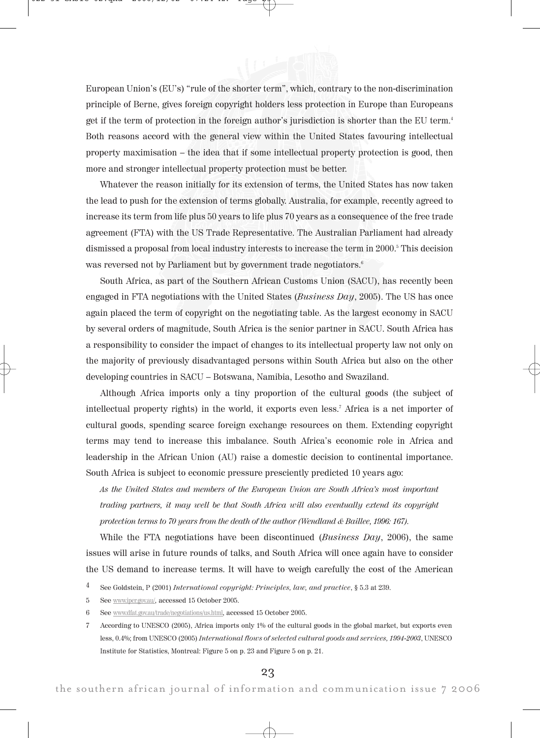European Union's (EU's) "rule of the shorter term", which, contrary to the non-discrimination principle of Berne, gives foreign copyright holders less protection in Europe than Europeans get if the term of protection in the foreign author's jurisdiction is shorter than the EU term.[4] Both reasons accord with the general view within the United States favouring intellectual property maximisation – the idea that if some intellectual property protection is good, then more and stronger intellectual property protection must be better.

Whatever the reason initially for its extension of terms, the United States has now taken the lead to push for the extension of terms globally. Australia, for example, recently agreed to increase its term from life plus 50 years to life plus 70 years as a consequence of the free trade agreement (FTA) with the US Trade Representative. The Australian Parliament had already dismissed a proposal from local industry interests to increase the term in 2000.[5] This decision was reversed not by Parliament but by government trade negotiators.[6]

South Africa, as part of the Southern African Customs Union (SACU), has recently been engaged in FTA negotiations with the United States (*Business Day*, 2005). The US has once again placed the term of copyright on the negotiating table. As the largest economy in SACU by several orders of magnitude, South Africa is the senior partner in SACU. South Africa has a responsibility to consider the impact of changes to its intellectual property law not only on the majority of previously disadvantaged persons within South Africa but also on the other developing countries in SACU – Botswana, Namibia, Lesotho and Swaziland.

Although Africa imports only a tiny proportion of the cultural goods (the subject of intellectual property rights) in the world, it exports even less.[7] Africa is a net importer of cultural goods, spending scarce foreign exchange resources on them. Extending copyright terms may tend to increase this imbalance. South Africa's economic role in Africa and leadership in the African Union (AU) raise a domestic decision to continental importance. South Africa is subject to economic pressure presciently predicted 10 years ago:

> *As the United States and members of the European Union are South Africa's most important trading partners, it may well be that South Africa will also eventually extend its copyright protection terms to 70 years from the death of the author (Wendland & Baillee, 1996: 167).*

While the FTA negotiations have been discontinued (*Business Day*, 2006), the same issues will arise in future rounds of talks, and South Africa will once again have to consider the US demand to increase terms. It will have to weigh carefully the cost of the American

---

4 See Goldstein, P (2001) *International copyright: Principles, law, and practice*, § 5.3 at 239.

5 See www.ipcr.gov.au/, accessed 15 October 2005.

6 See www.dfat.gov.au/trade/negotiations/us.html, accessed 15 October 2005.

7 According to UNESCO (2005), Africa imports only 1% of the cultural goods in the global market, but exports even less, 0.4%; from UNESCO (2005) *International flows of selected cultural goods and services, 1994-2003*, UNESCO Institute for Statistics, Montreal: Figure 5 on p. 23 and Figure 5 on p. 21.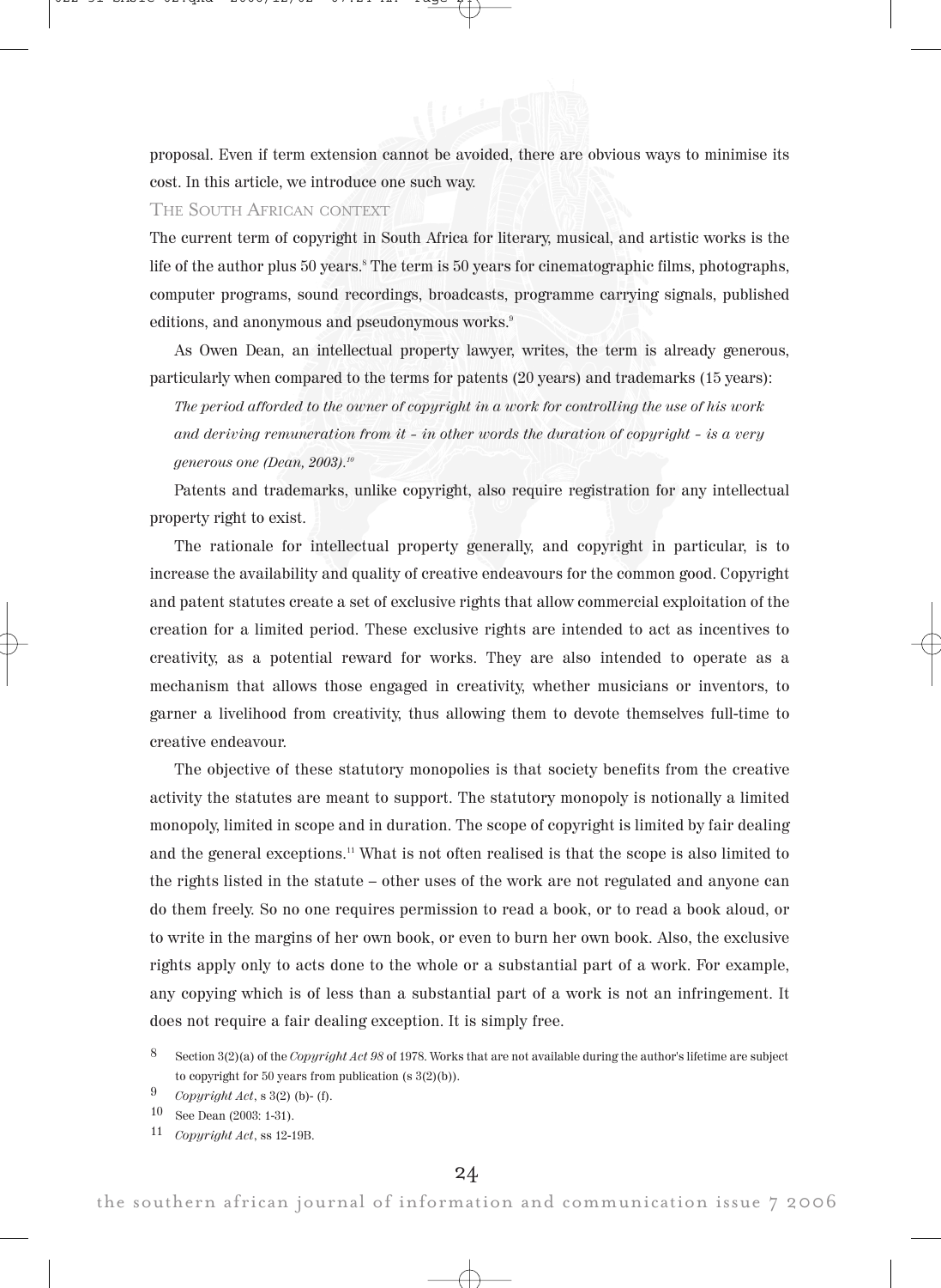proposal. Even if term extension cannot be avoided, there are obvious ways to minimise its cost. In this article, we introduce one such way.

## THE SOUTH AFRICAN CONTEXT

The current term of copyright in South Africa for literary, musical, and artistic works is the life of the author plus 50 years.[8] The term is 50 years for cinematographic films, photographs, computer programs, sound recordings, broadcasts, programme carrying signals, published editions, and anonymous and pseudonymous works.[9]

As Owen Dean, an intellectual property lawyer, writes, the term is already generous, particularly when compared to the terms for patents (20 years) and trademarks (15 years):

> *The period afforded to the owner of copyright in a work for controlling the use of his work and deriving remuneration from it – in other words the duration of copyright – is a very generous one (Dean, 2003).*[10]

Patents and trademarks, unlike copyright, also require registration for any intellectual property right to exist.

The rationale for intellectual property generally, and copyright in particular, is to increase the availability and quality of creative endeavours for the common good. Copyright and patent statutes create a set of exclusive rights that allow commercial exploitation of the creation for a limited period. These exclusive rights are intended to act as incentives to creativity, as a potential reward for works. They are also intended to operate as a mechanism that allows those engaged in creativity, whether musicians or inventors, to garner a livelihood from creativity, thus allowing them to devote themselves full-time to creative endeavour.

The objective of these statutory monopolies is that society benefits from the creative activity the statutes are meant to support. The statutory monopoly is notionally a limited monopoly, limited in scope and in duration. The scope of copyright is limited by fair dealing and the general exceptions.[11] What is not often realised is that the scope is also limited to the rights listed in the statute – other uses of the work are not regulated and anyone can do them freely. So no one requires permission to read a book, or to read a book aloud, or to write in the margins of her own book, or even to burn her own book. Also, the exclusive rights apply only to acts done to the whole or a substantial part of a work. For example, any copying which is of less than a substantial part of a work is not an infringement. It does not require a fair dealing exception. It is simply free.

---

8 Section 3(2)(a) of the *Copyright Act 98* of 1978. Works that are not available during the author's lifetime are subject to copyright for 50 years from publication (s 3(2)(b)).

9 *Copyright Act*, s 3(2) (b)- (f).

10 See Dean (2003: 1-31).

11 *Copyright Act*, ss 12-19B.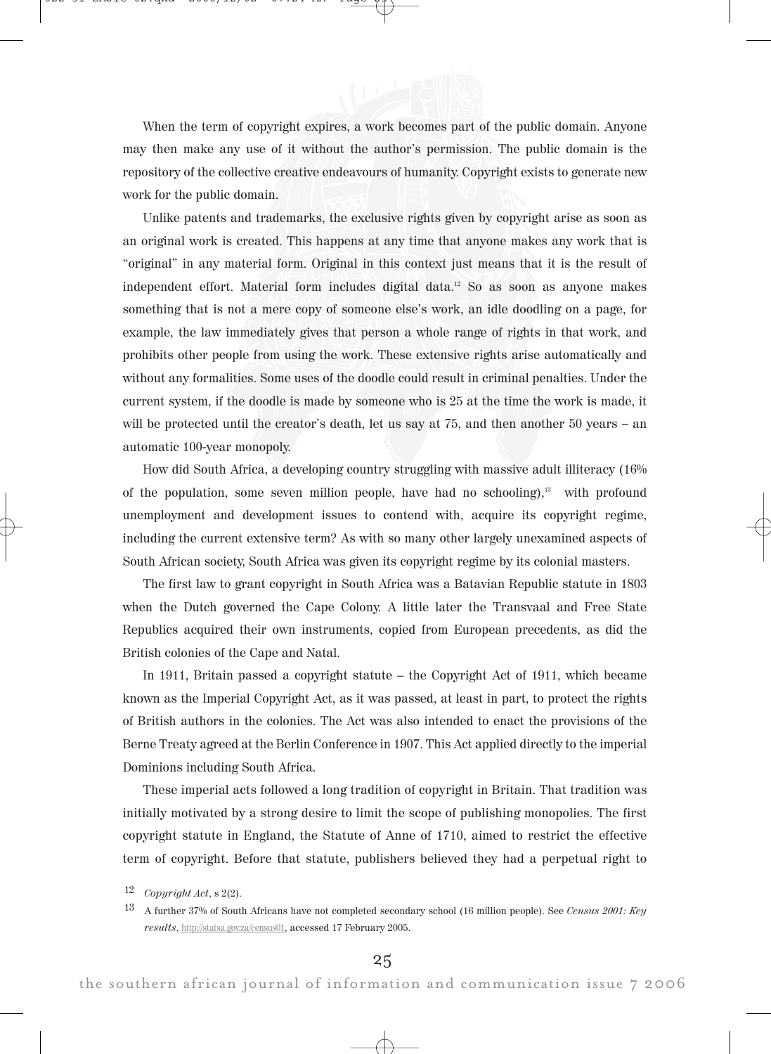When the term of copyright expires, a work becomes part of the public domain. Anyone may then make any use of it without the author's permission. The public domain is the repository of the collective creative endeavours of humanity. Copyright exists to generate new work for the public domain.

Unlike patents and trademarks, the exclusive rights given by copyright arise as soon as an original work is created. This happens at any time that anyone makes any work that is "original" in any material form. Original in this context just means that it is the result of independent effort. Material form includes digital data.[12] So as soon as anyone makes something that is not a mere copy of someone else's work, an idle doodling on a page, for example, the law immediately gives that person a whole range of rights in that work, and prohibits other people from using the work. These extensive rights arise automatically and without any formalities. Some uses of the doodle could result in criminal penalties. Under the current system, if the doodle is made by someone who is 25 at the time the work is made, it will be protected until the creator's death, let us say at 75, and then another 50 years – an automatic 100-year monopoly.

How did South Africa, a developing country struggling with massive adult illiteracy (16% of the population, some seven million people, have had no schooling),[13] with profound unemployment and development issues to contend with, acquire its copyright regime, including the current extensive term? As with so many other largely unexamined aspects of South African society, South Africa was given its copyright regime by its colonial masters.

The first law to grant copyright in South Africa was a Batavian Republic statute in 1803 when the Dutch governed the Cape Colony. A little later the Transvaal and Free State Republics acquired their own instruments, copied from European precedents, as did the British colonies of the Cape and Natal.

In 1911, Britain passed a copyright statute – the Copyright Act of 1911, which became known as the Imperial Copyright Act, as it was passed, at least in part, to protect the rights of British authors in the colonies. The Act was also intended to enact the provisions of the Berne Treaty agreed at the Berlin Conference in 1907. This Act applied directly to the imperial Dominions including South Africa.

These imperial acts followed a long tradition of copyright in Britain. That tradition was initially motivated by a strong desire to limit the scope of publishing monopolies. The first copyright statute in England, the Statute of Anne of 1710, aimed to restrict the effective term of copyright. Before that statute, publishers believed they had a perpetual right to

---

12 *Copyright Act*, s 2(2).

13 A further 37% of South Africans have not completed secondary school (16 million people). See *Census 2001: Key results*, http://statsa.gov.za/census01, accessed 17 February 2005.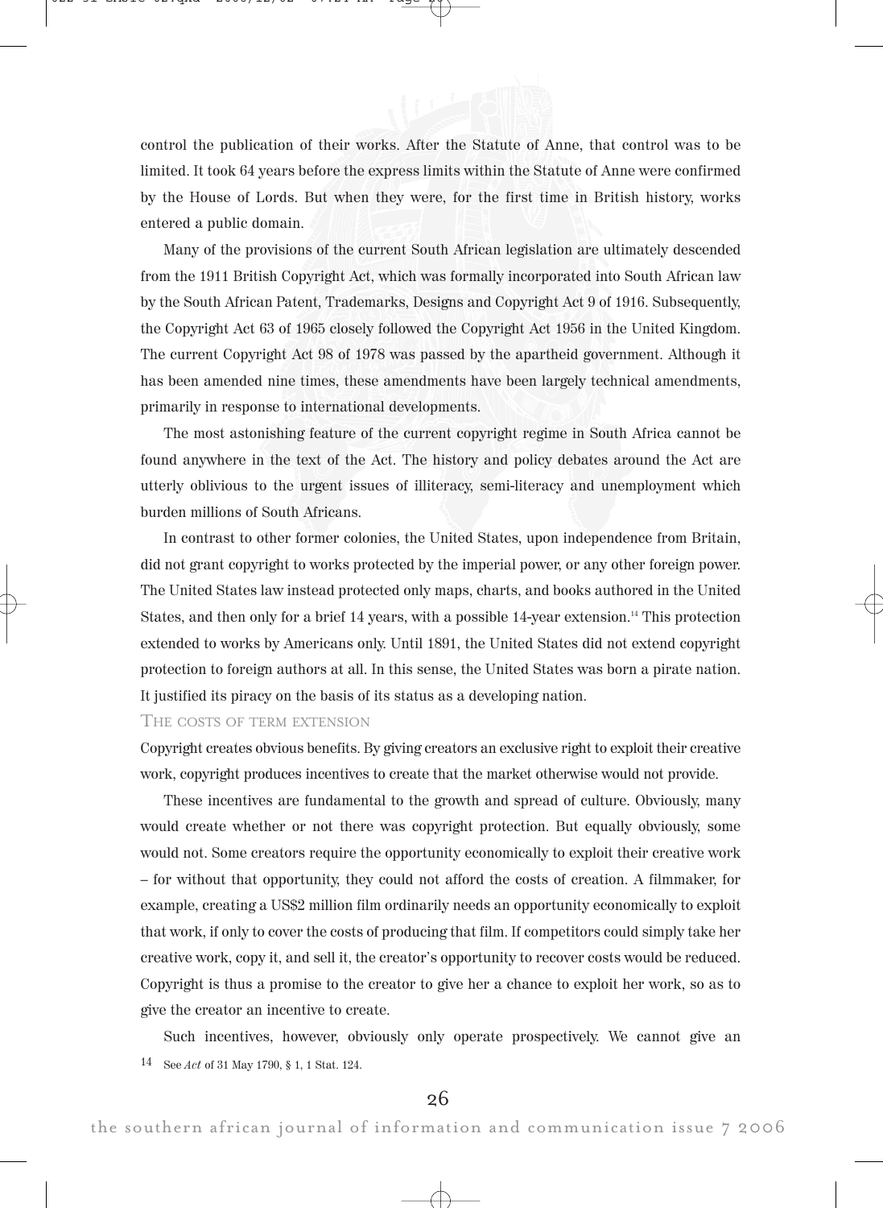control the publication of their works. After the Statute of Anne, that control was to be limited. It took 64 years before the express limits within the Statute of Anne were confirmed by the House of Lords. But when they were, for the first time in British history, works entered a public domain.

Many of the provisions of the current South African legislation are ultimately descended from the 1911 British Copyright Act, which was formally incorporated into South African law by the South African Patent, Trademarks, Designs and Copyright Act 9 of 1916. Subsequently, the Copyright Act 63 of 1965 closely followed the Copyright Act 1956 in the United Kingdom. The current Copyright Act 98 of 1978 was passed by the apartheid government. Although it has been amended nine times, these amendments have been largely technical amendments, primarily in response to international developments.

The most astonishing feature of the current copyright regime in South Africa cannot be found anywhere in the text of the Act. The history and policy debates around the Act are utterly oblivious to the urgent issues of illiteracy, semi-literacy and unemployment which burden millions of South Africans.

In contrast to other former colonies, the United States, upon independence from Britain, did not grant copyright to works protected by the imperial power, or any other foreign power. The United States law instead protected only maps, charts, and books authored in the United States, and then only for a brief 14 years, with a possible 14-year extension.[14] This protection extended to works by Americans only. Until 1891, the United States did not extend copyright protection to foreign authors at all. In this sense, the United States was born a pirate nation. It justified its piracy on the basis of its status as a developing nation.

## The costs of term extension

Copyright creates obvious benefits. By giving creators an exclusive right to exploit their creative work, copyright produces incentives to create that the market otherwise would not provide.

These incentives are fundamental to the growth and spread of culture. Obviously, many would create whether or not there was copyright protection. But equally obviously, some would not. Some creators require the opportunity economically to exploit their creative work – for without that opportunity, they could not afford the costs of creation. A filmmaker, for example, creating a US$2 million film ordinarily needs an opportunity economically to exploit that work, if only to cover the costs of producing that film. If competitors could simply take her creative work, copy it, and sell it, the creator's opportunity to recover costs would be reduced. Copyright is thus a promise to the creator to give her a chance to exploit her work, so as to give the creator an incentive to create.

Such incentives, however, obviously only operate prospectively. We cannot give an

14 See *Act* of 31 May 1790, § 1, 1 Stat. 124.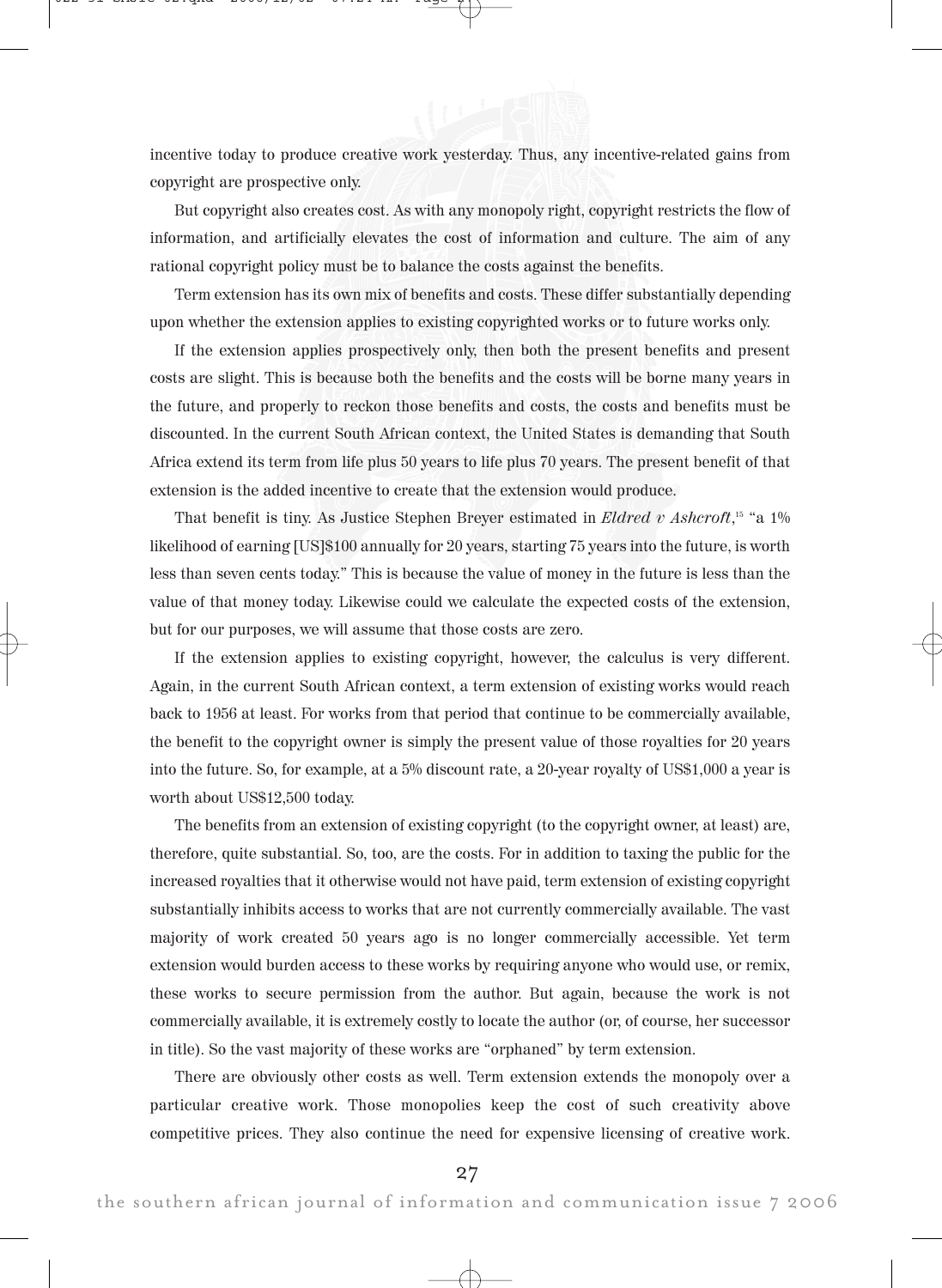incentive today to produce creative work yesterday. Thus, any incentive-related gains from copyright are prospective only.

But copyright also creates cost. As with any monopoly right, copyright restricts the flow of information, and artificially elevates the cost of information and culture. The aim of any rational copyright policy must be to balance the costs against the benefits.

Term extension has its own mix of benefits and costs. These differ substantially depending upon whether the extension applies to existing copyrighted works or to future works only.

If the extension applies prospectively only, then both the present benefits and present costs are slight. This is because both the benefits and the costs will be borne many years in the future, and properly to reckon those benefits and costs, the costs and benefits must be discounted. In the current South African context, the United States is demanding that South Africa extend its term from life plus 50 years to life plus 70 years. The present benefit of that extension is the added incentive to create that the extension would produce.

That benefit is tiny. As Justice Stephen Breyer estimated in *Eldred v Ashcroft*,[15] "a 1% likelihood of earning [US]$100 annually for 20 years, starting 75 years into the future, is worth less than seven cents today." This is because the value of money in the future is less than the value of that money today. Likewise could we calculate the expected costs of the extension, but for our purposes, we will assume that those costs are zero.

If the extension applies to existing copyright, however, the calculus is very different. Again, in the current South African context, a term extension of existing works would reach back to 1956 at least. For works from that period that continue to be commercially available, the benefit to the copyright owner is simply the present value of those royalties for 20 years into the future. So, for example, at a 5% discount rate, a 20-year royalty of US$1,000 a year is worth about US$12,500 today.

The benefits from an extension of existing copyright (to the copyright owner, at least) are, therefore, quite substantial. So, too, are the costs. For in addition to taxing the public for the increased royalties that it otherwise would not have paid, term extension of existing copyright substantially inhibits access to works that are not currently commercially available. The vast majority of work created 50 years ago is no longer commercially accessible. Yet term extension would burden access to these works by requiring anyone who would use, or remix, these works to secure permission from the author. But again, because the work is not commercially available, it is extremely costly to locate the author (or, of course, her successor in title). So the vast majority of these works are "orphaned" by term extension.

There are obviously other costs as well. Term extension extends the monopoly over a particular creative work. Those monopolies keep the cost of such creativity above competitive prices. They also continue the need for expensive licensing of creative work.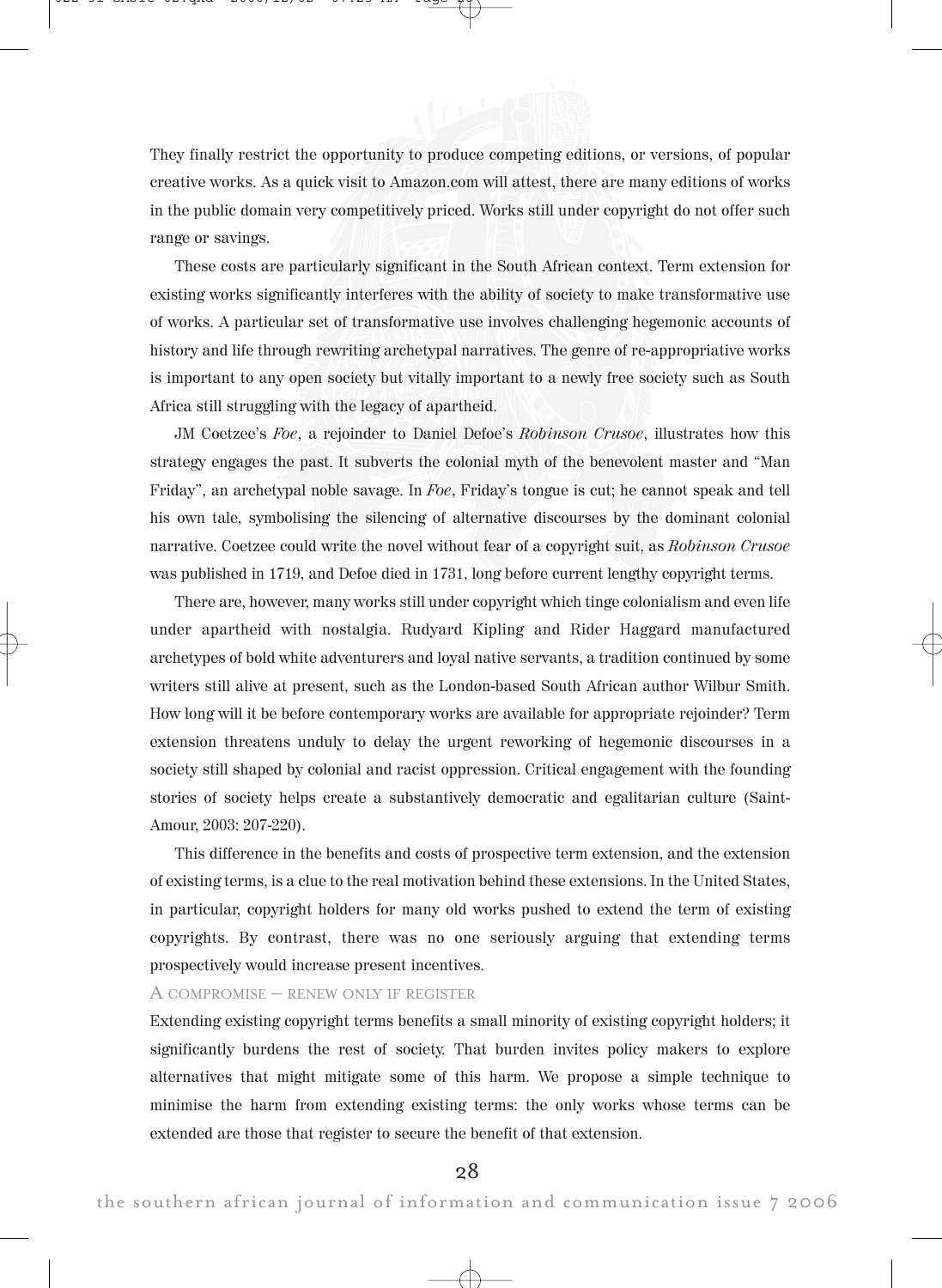They finally restrict the opportunity to produce competing editions, or versions, of popular creative works. As a quick visit to Amazon.com will attest, there are many editions of works in the public domain very competitively priced. Works still under copyright do not offer such range or savings.

These costs are particularly significant in the South African context. Term extension for existing works significantly interferes with the ability of society to make transformative use of works. A particular set of transformative use involves challenging hegemonic accounts of history and life through rewriting archetypal narratives. The genre of re-appropriative works is important to any open society but vitally important to a newly free society such as South Africa still struggling with the legacy of apartheid.

JM Coetzee's *Foe*, a rejoinder to Daniel Defoe's *Robinson Crusoe*, illustrates how this strategy engages the past. It subverts the colonial myth of the benevolent master and "Man Friday", an archetypal noble savage. In *Foe*, Friday's tongue is cut; he cannot speak and tell his own tale, symbolising the silencing of alternative discourses by the dominant colonial narrative. Coetzee could write the novel without fear of a copyright suit, as *Robinson Crusoe* was published in 1719, and Defoe died in 1731, long before current lengthy copyright terms.

There are, however, many works still under copyright which tinge colonialism and even life under apartheid with nostalgia. Rudyard Kipling and Rider Haggard manufactured archetypes of bold white adventurers and loyal native servants, a tradition continued by some writers still alive at present, such as the London-based South African author Wilbur Smith. How long will it be before contemporary works are available for appropriate rejoinder? Term extension threatens unduly to delay the urgent reworking of hegemonic discourses in a society still shaped by colonial and racist oppression. Critical engagement with the founding stories of society helps create a substantively democratic and egalitarian culture (Saint-Amour, 2003: 207-220).

This difference in the benefits and costs of prospective term extension, and the extension of existing terms, is a clue to the real motivation behind these extensions. In the United States, in particular, copyright holders for many old works pushed to extend the term of existing copyrights. By contrast, there was no one seriously arguing that extending terms prospectively would increase present incentives.

### A compromise – renew only if register

Extending existing copyright terms benefits a small minority of existing copyright holders; it significantly burdens the rest of society. That burden invites policy makers to explore alternatives that might mitigate some of this harm. We propose a simple technique to minimise the harm from extending existing terms: the only works whose terms can be extended are those that register to secure the benefit of that extension.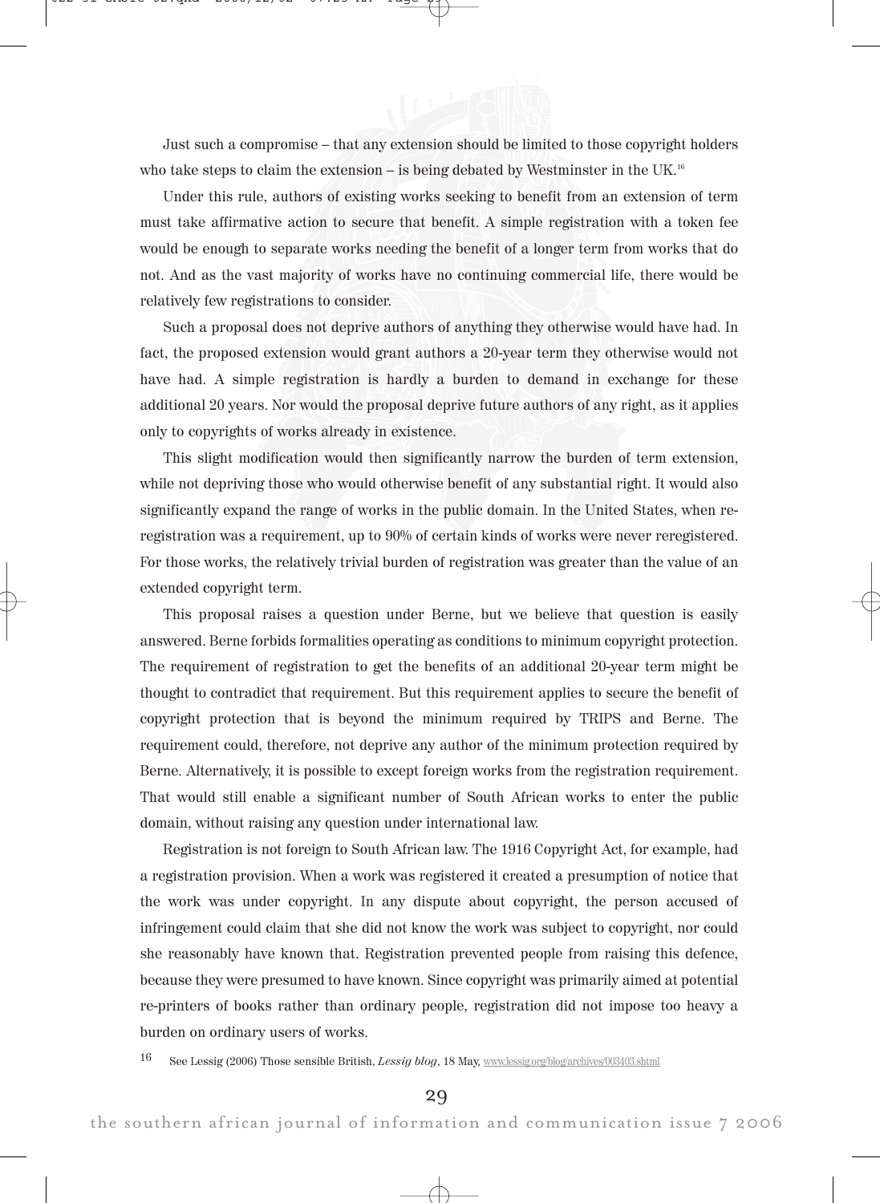Just such a compromise – that any extension should be limited to those copyright holders who take steps to claim the extension – is being debated by Westminster in the UK.[16]

Under this rule, authors of existing works seeking to benefit from an extension of term must take affirmative action to secure that benefit. A simple registration with a token fee would be enough to separate works needing the benefit of a longer term from works that do not. And as the vast majority of works have no continuing commercial life, there would be relatively few registrations to consider.

Such a proposal does not deprive authors of anything they otherwise would have had. In fact, the proposed extension would grant authors a 20-year term they otherwise would not have had. A simple registration is hardly a burden to demand in exchange for these additional 20 years. Nor would the proposal deprive future authors of any right, as it applies only to copyrights of works already in existence.

This slight modification would then significantly narrow the burden of term extension, while not depriving those who would otherwise benefit of any substantial right. It would also significantly expand the range of works in the public domain. In the United States, when re-registration was a requirement, up to 90% of certain kinds of works were never reregistered. For those works, the relatively trivial burden of registration was greater than the value of an extended copyright term.

This proposal raises a question under Berne, but we believe that question is easily answered. Berne forbids formalities operating as conditions to minimum copyright protection. The requirement of registration to get the benefits of an additional 20-year term might be thought to contradict that requirement. But this requirement applies to secure the benefit of copyright protection that is beyond the minimum required by TRIPS and Berne. The requirement could, therefore, not deprive any author of the minimum protection required by Berne. Alternatively, it is possible to except foreign works from the registration requirement. That would still enable a significant number of South African works to enter the public domain, without raising any question under international law.

Registration is not foreign to South African law. The 1916 Copyright Act, for example, had a registration provision. When a work was registered it created a presumption of notice that the work was under copyright. In any dispute about copyright, the person accused of infringement could claim that she did not know the work was subject to copyright, nor could she reasonably have known that. Registration prevented people from raising this defence, because they were presumed to have known. Since copyright was primarily aimed at potential re-printers of books rather than ordinary people, registration did not impose too heavy a burden on ordinary users of works.

16 See Lessig (2006) Those sensible British, *Lessig blog*, 18 May, www.lessig.org/blog/archives/003403.shtml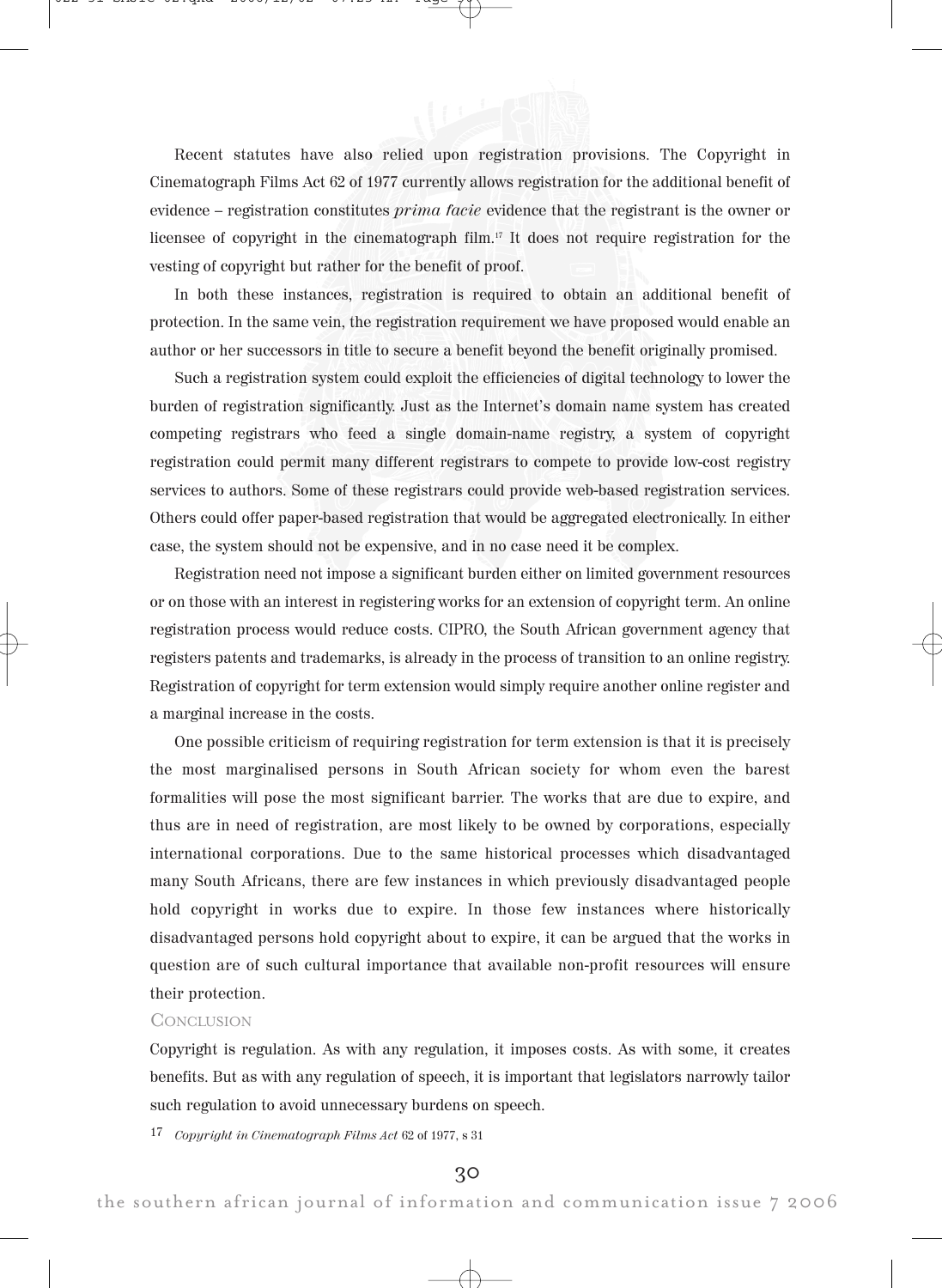Recent statutes have also relied upon registration provisions. The Copyright in Cinematograph Films Act 62 of 1977 currently allows registration for the additional benefit of evidence – registration constitutes *prima facie* evidence that the registrant is the owner or licensee of copyright in the cinematograph film.[17] It does not require registration for the vesting of copyright but rather for the benefit of proof.

In both these instances, registration is required to obtain an additional benefit of protection. In the same vein, the registration requirement we have proposed would enable an author or her successors in title to secure a benefit beyond the benefit originally promised.

Such a registration system could exploit the efficiencies of digital technology to lower the burden of registration significantly. Just as the Internet's domain name system has created competing registrars who feed a single domain-name registry, a system of copyright registration could permit many different registrars to compete to provide low-cost registry services to authors. Some of these registrars could provide web-based registration services. Others could offer paper-based registration that would be aggregated electronically. In either case, the system should not be expensive, and in no case need it be complex.

Registration need not impose a significant burden either on limited government resources or on those with an interest in registering works for an extension of copyright term. An online registration process would reduce costs. CIPRO, the South African government agency that registers patents and trademarks, is already in the process of transition to an online registry. Registration of copyright for term extension would simply require another online register and a marginal increase in the costs.

One possible criticism of requiring registration for term extension is that it is precisely the most marginalised persons in South African society for whom even the barest formalities will pose the most significant barrier. The works that are due to expire, and thus are in need of registration, are most likely to be owned by corporations, especially international corporations. Due to the same historical processes which disadvantaged many South Africans, there are few instances in which previously disadvantaged people hold copyright in works due to expire. In those few instances where historically disadvantaged persons hold copyright about to expire, it can be argued that the works in question are of such cultural importance that available non-profit resources will ensure their protection.

## Conclusion

Copyright is regulation. As with any regulation, it imposes costs. As with some, it creates benefits. But as with any regulation of speech, it is important that legislators narrowly tailor such regulation to avoid unnecessary burdens on speech.

[17] *Copyright in Cinematograph Films Act* 62 of 1977, s 31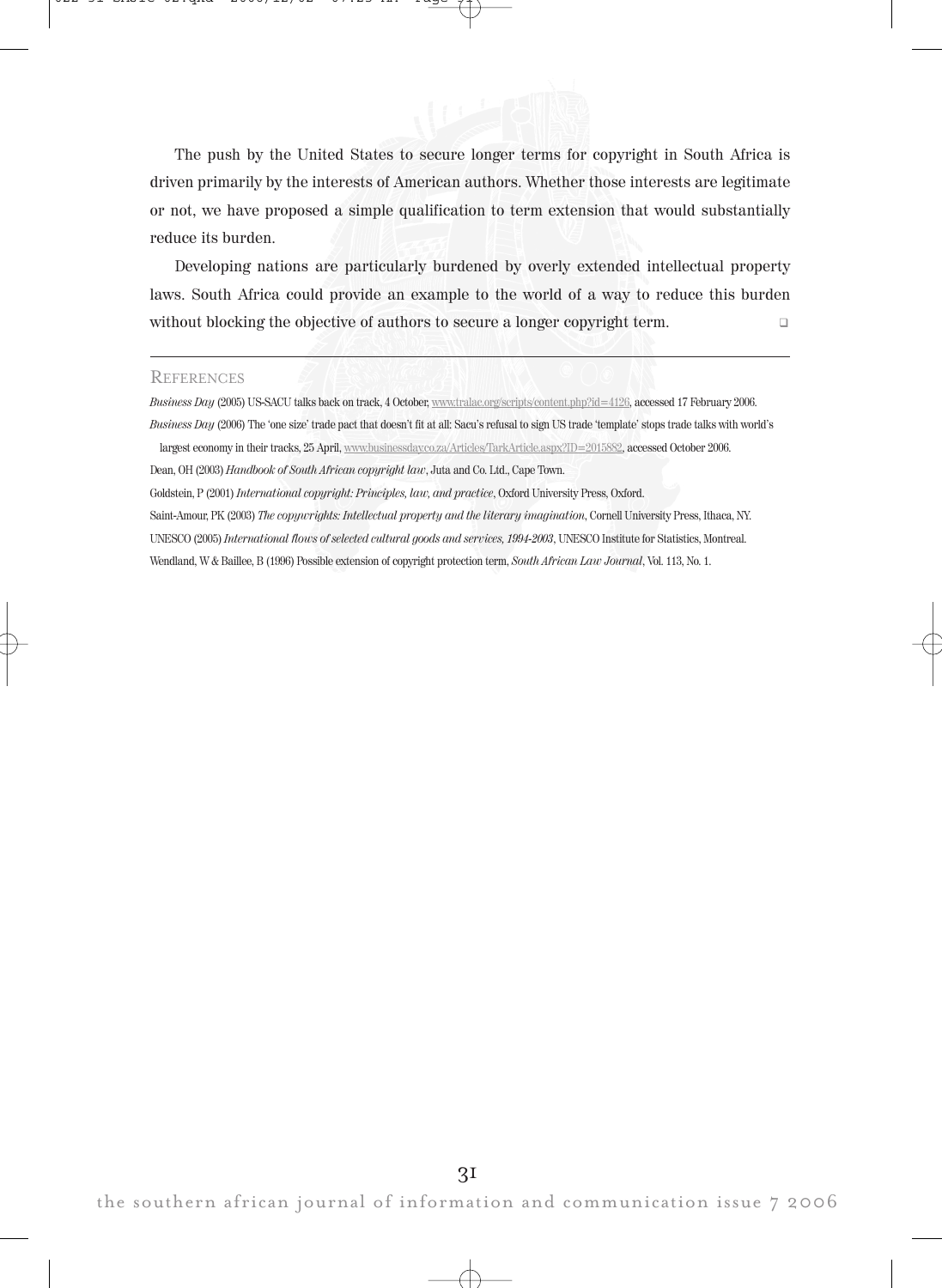The push by the United States to secure longer terms for copyright in South Africa is driven primarily by the interests of American authors. Whether those interests are legitimate or not, we have proposed a simple qualification to term extension that would substantially reduce its burden.

Developing nations are particularly burdened by overly extended intellectual property laws. South Africa could provide an example to the world of a way to reduce this burden without blocking the objective of authors to secure a longer copyright term. ❑

## References

*Business Day* (2005) US-SACU talks back on track, 4 October, www.tralac.org/scripts/content.php?id=4126, accessed 17 February 2006.

*Business Day* (2006) The 'one size' trade pact that doesn't fit at all: Sacu's refusal to sign US trade 'template' stops trade talks with world's largest economy in their tracks, 25 April, www.businessday.co.za/Articles/TarkArticle.aspx?ID=2015882, accessed October 2006.

Dean, OH (2003) *Handbook of South African copyright law*, Juta and Co. Ltd., Cape Town.

Goldstein, P (2001) *International copyright: Principles, law, and practice*, Oxford University Press, Oxford.

Saint-Amour, PK (2003) *The copywrights: Intellectual property and the literary imagination*, Cornell University Press, Ithaca, NY.

UNESCO (2005) *International flows of selected cultural goods and services, 1994-2003*, UNESCO Institute for Statistics, Montreal.

Wendland, W & Baillee, B (1996) Possible extension of copyright protection term, *South African Law Journal*, Vol. 113, No. 1.